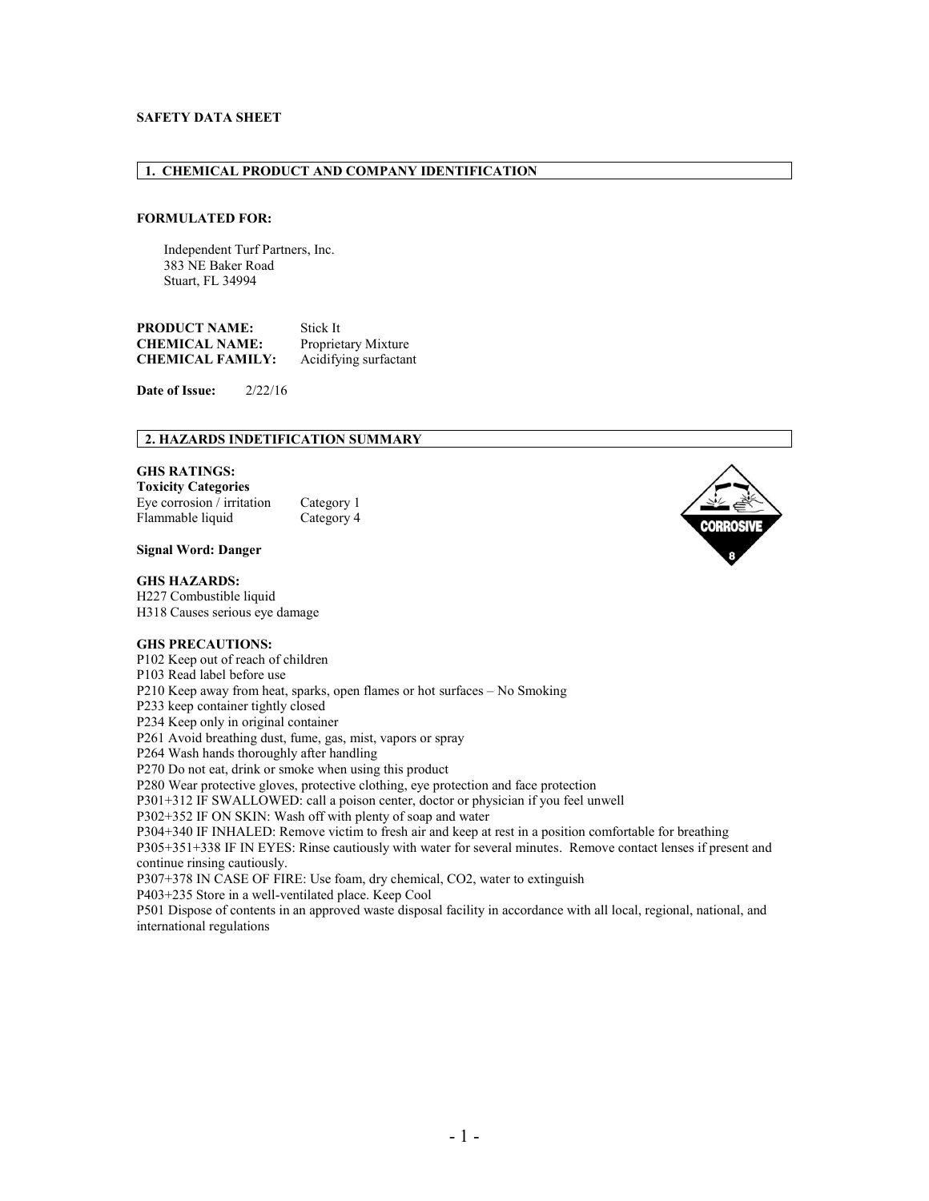**SAFETY DATA SHEET**

## 1. CHEMICAL PRODUCT AND COMPANY IDENTIFICATION

**FORMULATED FOR:**

Independent Turf Partners, Inc.
383 NE Baker Road
Stuart, FL 34994

**PRODUCT NAME:** Stick It
**CHEMICAL NAME:** Proprietary Mixture
**CHEMICAL FAMILY:** Acidifying surfactant

**Date of Issue:** 2/22/16

## 2. HAZARDS INDETIFICATION SUMMARY

**GHS RATINGS:**
**Toxicity Categories**

| | |
|---|---|
| Eye corrosion / irritation | Category 1 |
| Flammable liquid | Category 4 |

**Signal Word: Danger**

**GHS HAZARDS:**
H227 Combustible liquid
H318 Causes serious eye damage

**GHS PRECAUTIONS:**
P102 Keep out of reach of children
P103 Read label before use
P210 Keep away from heat, sparks, open flames or hot surfaces – No Smoking
P233 keep container tightly closed
P234 Keep only in original container
P261 Avoid breathing dust, fume, gas, mist, vapors or spray
P264 Wash hands thoroughly after handling
P270 Do not eat, drink or smoke when using this product
P280 Wear protective gloves, protective clothing, eye protection and face protection
P301+312 IF SWALLOWED: call a poison center, doctor or physician if you feel unwell
P302+352 IF ON SKIN: Wash off with plenty of soap and water
P304+340 IF INHALED: Remove victim to fresh air and keep at rest in a position comfortable for breathing
P305+351+338 IF IN EYES: Rinse cautiously with water for several minutes. Remove contact lenses if present and continue rinsing cautiously.
P307+378 IN CASE OF FIRE: Use foam, dry chemical, $CO_2$, water to extinguish
P403+235 Store in a well-ventilated place. Keep Cool
P501 Dispose of contents in an approved waste disposal facility in accordance with all local, regional, national, and international regulations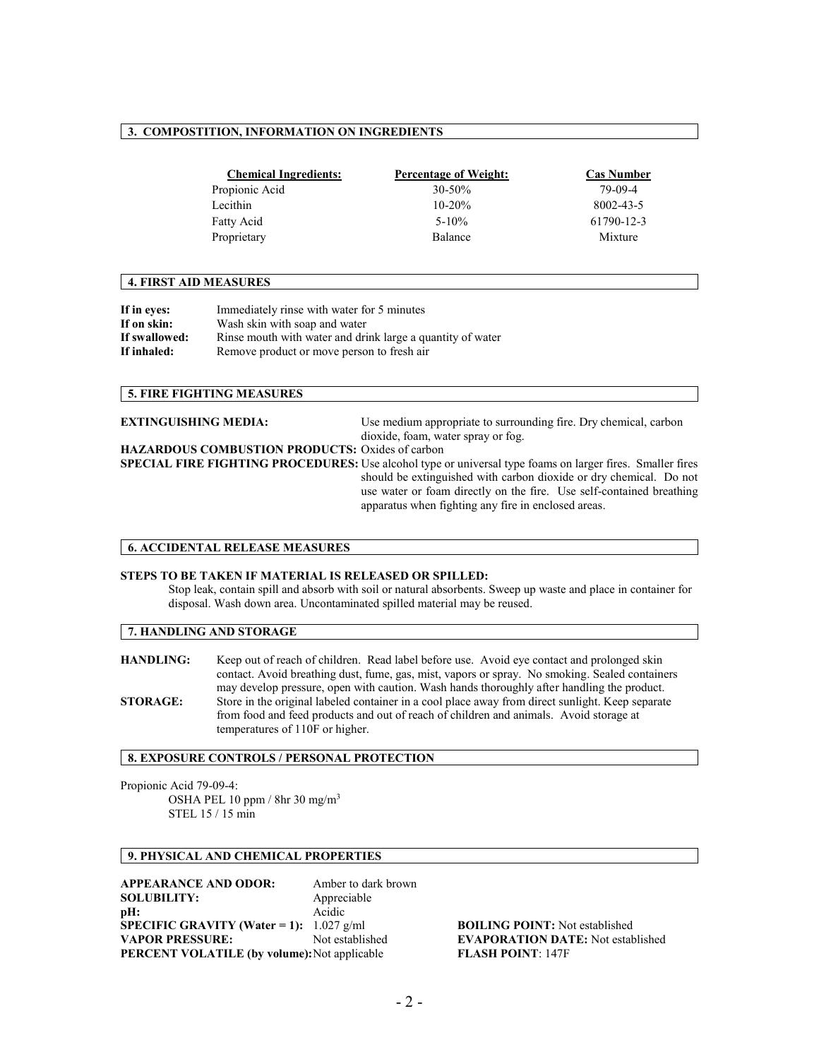## 3. COMPOSTITION, INFORMATION ON INGREDIENTS

| Chemical Ingredients: | Percentage of Weight: | Cas Number |
|---|---|---|
| Propionic Acid | 30-50% | 79-09-4 |
| Lecithin | 10-20% | 8002-43-5 |
| Fatty Acid | 5-10% | 61790-12-3 |
| Proprietary | Balance | Mixture |

## 4. FIRST AID MEASURES

**If in eyes:** Immediately rinse with water for 5 minutes
**If on skin:** Wash skin with soap and water
**If swallowed:** Rinse mouth with water and drink large a quantity of water
**If inhaled:** Remove product or move person to fresh air

## 5. FIRE FIGHTING MEASURES

**EXTINGUISHING MEDIA:** Use medium appropriate to surrounding fire. Dry chemical, carbon dioxide, foam, water spray or fog.

**HAZARDOUS COMBUSTION PRODUCTS:** Oxides of carbon

**SPECIAL FIRE FIGHTING PROCEDURES:** Use alcohol type or universal type foams on larger fires. Smaller fires should be extinguished with carbon dioxide or dry chemical. Do not use water or foam directly on the fire. Use self-contained breathing apparatus when fighting any fire in enclosed areas.

## 6. ACCIDENTAL RELEASE MEASURES

**STEPS TO BE TAKEN IF MATERIAL IS RELEASED OR SPILLED:**

Stop leak, contain spill and absorb with soil or natural absorbents. Sweep up waste and place in container for disposal. Wash down area. Uncontaminated spilled material may be reused.

## 7. HANDLING AND STORAGE

**HANDLING:** Keep out of reach of children. Read label before use. Avoid eye contact and prolonged skin contact. Avoid breathing dust, fume, gas, mist, vapors or spray. No smoking. Sealed containers may develop pressure, open with caution. Wash hands thoroughly after handling the product.

**STORAGE:** Store in the original labeled container in a cool place away from direct sunlight. Keep separate from food and feed products and out of reach of children and animals. Avoid storage at temperatures of 110F or higher.

## 8. EXPOSURE CONTROLS / PERSONAL PROTECTION

Propionic Acid 79-09-4:

OSHA PEL 10 ppm / 8hr 30 mg/m$^3$
STEL 15 / 15 min

## 9. PHYSICAL AND CHEMICAL PROPERTIES

**APPEARANCE AND ODOR:** Amber to dark brown
**SOLUBILITY:** Appreciable
**pH:** Acidic
**SPECIFIC GRAVITY (Water = 1):** 1.027 g/ml
**VAPOR PRESSURE:** Not established
**PERCENT VOLATILE (by volume):** Not applicable
**BOILING POINT:** Not established
**EVAPORATION DATE:** Not established
**FLASH POINT**: 147F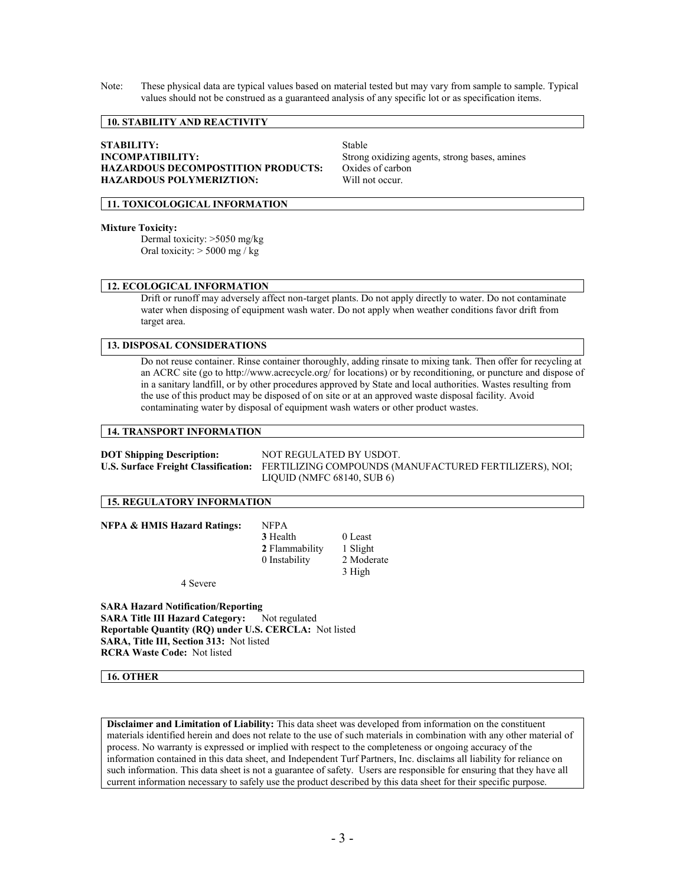Note: These physical data are typical values based on material tested but may vary from sample to sample. Typical values should not be construed as a guaranteed analysis of any specific lot or as specification items.

## 10. STABILITY AND REACTIVITY

| | |
|---|---|
| **STABILITY:** | Stable |
| **INCOMPATIBILITY:** | Strong oxidizing agents, strong bases, amines |
| **HAZARDOUS DECOMPOSTITION PRODUCTS:** | Oxides of carbon |
| **HAZARDOUS POLYMERIZTION:** | Will not occur. |

## 11. TOXICOLOGICAL INFORMATION

**Mixture Toxicity:**

Dermal toxicity: >5050 mg/kg
Oral toxicity: > 5000 mg / kg

## 12. ECOLOGICAL INFORMATION

Drift or runoff may adversely affect non-target plants. Do not apply directly to water. Do not contaminate water when disposing of equipment wash water. Do not apply when weather conditions favor drift from target area.

## 13. DISPOSAL CONSIDERATIONS

Do not reuse container. Rinse container thoroughly, adding rinsate to mixing tank. Then offer for recycling at an ACRC site (go to http://www.acrecycle.org/ for locations) or by reconditioning, or puncture and dispose of in a sanitary landfill, or by other procedures approved by State and local authorities. Wastes resulting from the use of this product may be disposed of on site or at an approved waste disposal facility. Avoid contaminating water by disposal of equipment wash waters or other product wastes.

## 14. TRANSPORT INFORMATION

| | |
|---|---|
| **DOT Shipping Description:** | NOT REGULATED BY USDOT. |
| **U.S. Surface Freight Classification:** | FERTILIZING COMPOUNDS (MANUFACTURED FERTILIZERS), NOI; LIQUID (NMFC 68140, SUB 6) |

## 15. REGULATORY INFORMATION

**NFPA & HMIS Hazard Ratings:**

| NFPA | |
|---|---|
| **3** Health | 0 Least |
| **2** Flammability | 1 Slight |
| 0 Instability | 2 Moderate |
| | 3 High |
| | 4 Severe |

**SARA Hazard Notification/Reporting**
**SARA Title III Hazard Category:** Not regulated
**Reportable Quantity (RQ) under U.S. CERCLA:** Not listed
**SARA, Title III, Section 313:** Not listed
**RCRA Waste Code:** Not listed

## 16. OTHER

**Disclaimer and Limitation of Liability:** This data sheet was developed from information on the constituent materials identified herein and does not relate to the use of such materials in combination with any other material of process. No warranty is expressed or implied with respect to the completeness or ongoing accuracy of the information contained in this data sheet, and Independent Turf Partners, Inc. disclaims all liability for reliance on such information. This data sheet is not a guarantee of safety. Users are responsible for ensuring that they have all current information necessary to safely use the product described by this data sheet for their specific purpose.